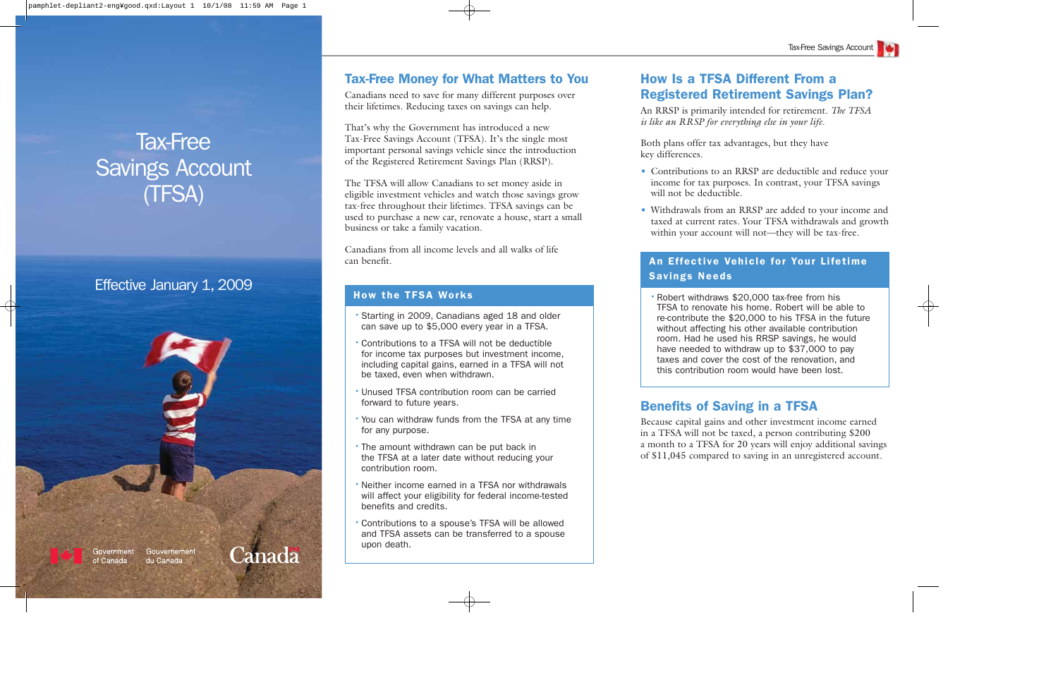# Tax-Free Savings Account (TFSA)

Effective January 1, 2009

Government of Canada / Gouvernement du Canada

Canada

## Tax-Free Money for What Matters to You

Canadians need to save for many different purposes over their lifetimes. Reducing taxes on savings can help.

That's why the Government has introduced a new Tax-Free Savings Account (TFSA). It's the single most important personal savings vehicle since the introduction of the Registered Retirement Savings Plan (RRSP).

The TFSA will allow Canadians to set money aside in eligible investment vehicles and watch those savings grow tax-free throughout their lifetimes. TFSA savings can be used to purchase a new car, renovate a house, start a small business or take a family vacation.

Canadians from all income levels and all walks of life can benefit.

### How the TFSA Works

- Starting in 2009, Canadians aged 18 and older can save up to $5,000 every year in a TFSA.
- Contributions to a TFSA will not be deductible for income tax purposes but investment income, including capital gains, earned in a TFSA will not be taxed, even when withdrawn.
- Unused TFSA contribution room can be carried forward to future years.
- You can withdraw funds from the TFSA at any time for any purpose.
- The amount withdrawn can be put back in the TFSA at a later date without reducing your contribution room.
- Neither income earned in a TFSA nor withdrawals will affect your eligibility for federal income-tested benefits and credits.
- Contributions to a spouse's TFSA will be allowed and TFSA assets can be transferred to a spouse upon death.

## How Is a TFSA Different From a Registered Retirement Savings Plan?

An RRSP is primarily intended for retirement. *The TFSA is like an RRSP for everything else in your life.*

Both plans offer tax advantages, but they have key differences.

- Contributions to an RRSP are deductible and reduce your income for tax purposes. In contrast, your TFSA savings will not be deductible.
- Withdrawals from an RRSP are added to your income and taxed at current rates. Your TFSA withdrawals and growth within your account will not—they will be tax-free.

### An Effective Vehicle for Your Lifetime Savings Needs

- Robert withdraws $20,000 tax-free from his TFSA to renovate his home. Robert will be able to re-contribute the $20,000 to his TFSA in the future without affecting his other available contribution room. Had he used his RRSP savings, he would have needed to withdraw up to $37,000 to pay taxes and cover the cost of the renovation, and this contribution room would have been lost.

## Benefits of Saving in a TFSA

Because capital gains and other investment income earned in a TFSA will not be taxed, a person contributing $200 a month to a TFSA for 20 years will enjoy additional savings of $11,045 compared to saving in an unregistered account.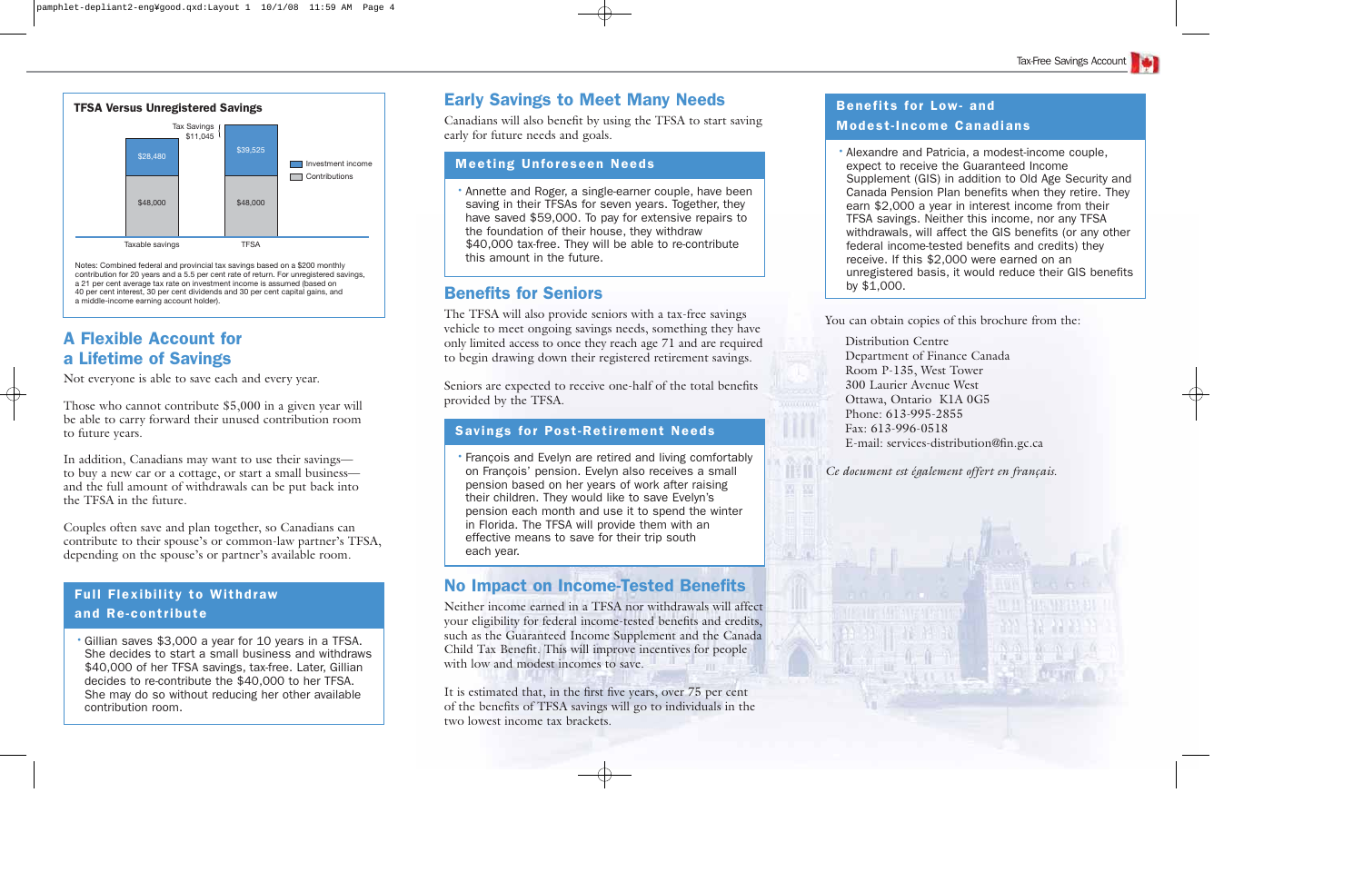**TFSA Versus Unregistered Savings**

Tax Savings $11,045

$28,480

$48,000

$39,525

$48,000

Taxable savings

TFSA

Investment income

Contributions

Notes: Combined federal and provincial tax savings based on a $200 monthly contribution for 20 years and a 5.5 per cent rate of return. For unregistered savings, a 21 per cent average tax rate on investment income is assumed (based on 40 per cent interest, 30 per cent dividends and 30 per cent capital gains, and a middle-income earning account holder).

## A Flexible Account for a Lifetime of Savings

Not everyone is able to save each and every year.

Those who cannot contribute $5,000 in a given year will be able to carry forward their unused contribution room to future years.

In addition, Canadians may want to use their savings—to buy a new car or a cottage, or start a small business—and the full amount of withdrawals can be put back into the TFSA in the future.

Couples often save and plan together, so Canadians can contribute to their spouse's or common-law partner's TFSA, depending on the spouse's or partner's available room.

### Full Flexibility to Withdraw and Re-contribute

- Gillian saves $3,000 a year for 10 years in a TFSA. She decides to start a small business and withdraws $40,000 of her TFSA savings, tax-free. Later, Gillian decides to re-contribute the $40,000 to her TFSA. She may do so without reducing her other available contribution room.

## Early Savings to Meet Many Needs

Canadians will also benefit by using the TFSA to start saving early for future needs and goals.

### Meeting Unforeseen Needs

- Annette and Roger, a single-earner couple, have been saving in their TFSAs for seven years. Together, they have saved $59,000. To pay for extensive repairs to the foundation of their house, they withdraw $40,000 tax-free. They will be able to re-contribute this amount in the future.

## Benefits for Seniors

The TFSA will also provide seniors with a tax-free savings vehicle to meet ongoing savings needs, something they have only limited access to once they reach age 71 and are required to begin drawing down their registered retirement savings.

Seniors are expected to receive one-half of the total benefits provided by the TFSA.

### Savings for Post-Retirement Needs

- François and Evelyn are retired and living comfortably on François' pension. Evelyn also receives a small pension based on her years of work after raising their children. They would like to save Evelyn's pension each month and use it to spend the winter in Florida. The TFSA will provide them with an effective means to save for their trip south each year.

## No Impact on Income-Tested Benefits

Neither income earned in a TFSA nor withdrawals will affect your eligibility for federal income-tested benefits and credits, such as the Guaranteed Income Supplement and the Canada Child Tax Benefit. This will improve incentives for people with low and modest incomes to save.

It is estimated that, in the first five years, over 75 per cent of the benefits of TFSA savings will go to individuals in the two lowest income tax brackets.

### Benefits for Low- and Modest-Income Canadians

- Alexandre and Patricia, a modest-income couple, expect to receive the Guaranteed Income Supplement (GIS) in addition to Old Age Security and Canada Pension Plan benefits when they retire. They earn $2,000 a year in interest income from their TFSA savings. Neither this income, nor any TFSA withdrawals, will affect the GIS benefits (or any other federal income-tested benefits and credits) they receive. If this $2,000 were earned on an unregistered basis, it would reduce their GIS benefits by $1,000.

You can obtain copies of this brochure from the:

Distribution Centre
Department of Finance Canada
Room P-135, West Tower
300 Laurier Avenue West
Ottawa, Ontario K1A 0G5
Phone: 613-995-2855
Fax: 613-996-0518
E-mail: services-distribution@fin.gc.ca

*Ce document est également offert en français.*